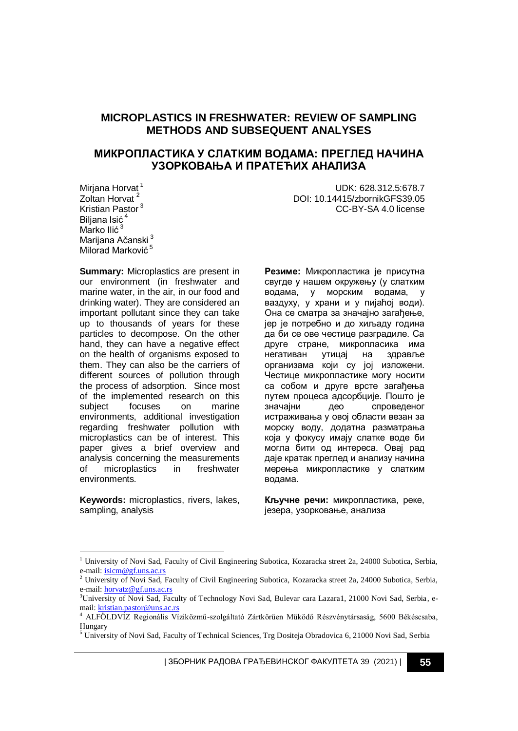# MICROPLASTICS IN FRESHWATER: REVIEW OF SAMPLING METHODS AND SUBSEQUENT ANALYSES

# МИКРОПЛАСТИКА У СЛАТКИМ ВОДАМА: ПРЕГЛЕД НАЧИНА УЗОРКОВАЊА И ПРАТЕЋИХ АНАЛИЗА

Mirjana Horvat [1]
Zoltan Horvat [2]
Kristian Pastor [3]
Biljana Isić [4]
Marko Ilić [3]
Marijana Ačanski [3]
Milorad Marković [5]

UDK: 628.312.5:678.7
DOI: 10.14415/zbornikGFS39.05
CC-BY-SA 4.0 license

**Summary:** Microplastics are present in our environment (in freshwater and marine water, in the air, in our food and drinking water). They are considered an important pollutant since they can take up to thousands of years for these particles to decompose. On the other hand, they can have a negative effect on the health of organisms exposed to them. They can also be the carriers of different sources of pollution through the process of adsorption. Since most of the implemented research on this subject focuses on marine environments, additional investigation regarding freshwater pollution with microplastics can be of interest. This paper gives a brief overview and analysis concerning the measurements of microplastics in freshwater environments.

**Keywords:** microplastics, rivers, lakes, sampling, analysis

**Резиме:** Микропластика је присутна свугде у нашем окружењу (у слатким водама, у морским водама, у ваздуху, у храни и у пијаћој води). Она се сматра за значајно загађење, јер је потребно и до хиљаду година да би се ове честице разградиле. Са друге стране, микропласика има негативан утицај на здравље организама који су јој изложени. Честице микропластике могу носити са собом и друге врсте загађења путем процеса адсорбције. Пошто је значајни део спроведеног истраживања у овој области везан за морску воду, додатна разматрања која у фокусу имају слатке воде би могла бити од интереса. Овај рад даје кратак преглед и анализу начина мерења микропластике у слатким водама.

**Кључне речи:** микропластика, реке, језера, узорковање, анализа

---

[1] University of Novi Sad, Faculty of Civil Engineering Subotica, Kozaracka street 2a, 24000 Subotica, Serbia, e-mail: isicm@gf.uns.ac.rs

[2] University of Novi Sad, Faculty of Civil Engineering Subotica, Kozaracka street 2a, 24000 Subotica, Serbia, e-mail: horvatz@gf.uns.ac.rs

[3] University of Novi Sad, Faculty of Technology Novi Sad, Bulevar cara Lazara1, 21000 Novi Sad, Serbia, e-mail: kristian.pastor@uns.ac.rs

[4] ALFÖLDVÍZ Regionális Víziközmű-szolgáltató Zártkörűen Működő Részvénytársaság, 5600 Békéscsaba, Hungary

[5] University of Novi Sad, Faculty of Technical Sciences, Trg Dositeja Obradovica 6, 21000 Novi Sad, Serbia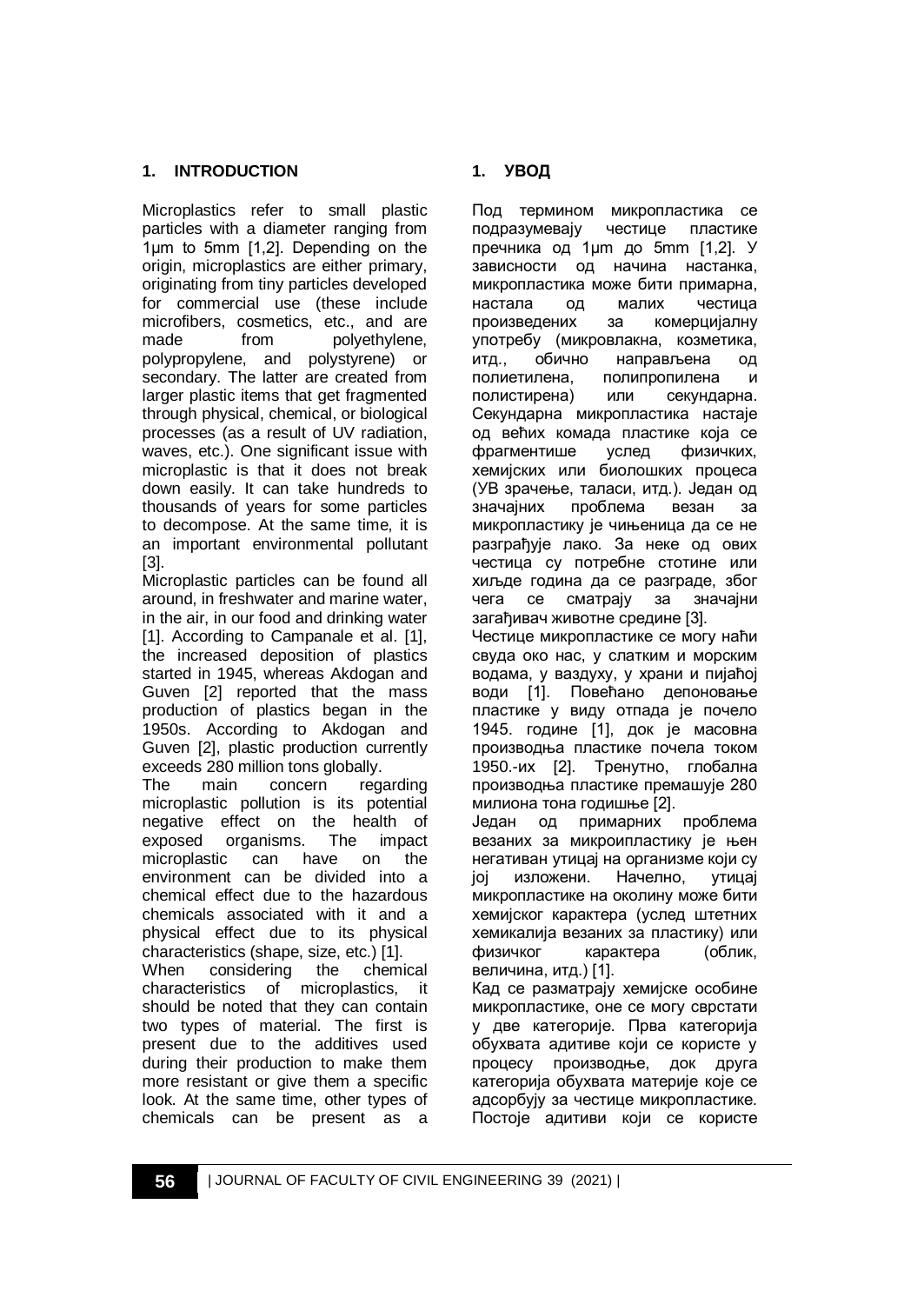## 1. INTRODUCTION

Microplastics refer to small plastic particles with a diameter ranging from 1μm to 5mm [1,2]. Depending on the origin, microplastics are either primary, originating from tiny particles developed for commercial use (these include microfibers, cosmetics, etc., and are made from polyethylene, polypropylene, and polystyrene) or secondary. The latter are created from larger plastic items that get fragmented through physical, chemical, or biological processes (as a result of UV radiation, waves, etc.). One significant issue with microplastic is that it does not break down easily. It can take hundreds to thousands of years for some particles to decompose. At the same time, it is an important environmental pollutant [3].

Microplastic particles can be found all around, in freshwater and marine water, in the air, in our food and drinking water [1]. According to Campanale et al. [1], the increased deposition of plastics started in 1945, whereas Akdogan and Guven [2] reported that the mass production of plastics began in the 1950s. According to Akdogan and Guven [2], plastic production currently exceeds 280 million tons globally.

The main concern regarding microplastic pollution is its potential negative effect on the health of exposed organisms. The impact microplastic can have on the environment can be divided into a chemical effect due to the hazardous chemicals associated with it and a physical effect due to its physical characteristics (shape, size, etc.) [1].

When considering the chemical characteristics of microplastics, it should be noted that they can contain two types of material. The first is present due to the additives used during their production to make them more resistant or give them a specific look. At the same time, other types of chemicals can be present as a

## 1. УВОД

Под термином микропластика се подразумевају честице пластике пречника од 1μm до 5mm [1,2]. У зависности од начина настанка, микропластика може бити примарна, настала од малих честица произведених за комерцијалну употребу (микровлакна, козметика, итд., обично направљена од полиетилена, полипропилена и полистирена) или секундарна. Секундарна микропластика настаје од већих комада пластике која се фрагментише услед физичких, хемијских или биолошких процеса (УВ зрачење, таласи, итд.). Један од значајних проблема везан за микропластику је чињеница да се не разграђује лако. За неке од ових честица су потребне стотине или хиљаде година да се разграде, због чега се сматрају за значајни загађивач животне средине [3].

Честице микропластике се могу наћи свуда око нас, у слатким и морским водама, у ваздуху, у храни и пијаћој води [1]. Повећано депоновање пластике у виду отпада је почело 1945. године [1], док је масовна производња пластике почела током 1950.-их [2]. Тренутно, глобална производња пластике премашује 280 милиона тона годишње [2].

Један од примарних проблема везаних за микроипластику је њен негативан утицај на организме који су јој изложени. Начелно, утицај микропластике на околину може бити хемијског карактера (услед штетних хемикалија везаних за пластику) или физичког карактера (облик, величина, итд.) [1].

Кад се разматрају хемијске особине микропластике, оне се могу сврстати у две категорије. Прва категорија обухвата адитиве који се користе у процесу производње, док друга категорија обухвата материје које се адсорбују за честице микропластике. Постоје адитиви који се користе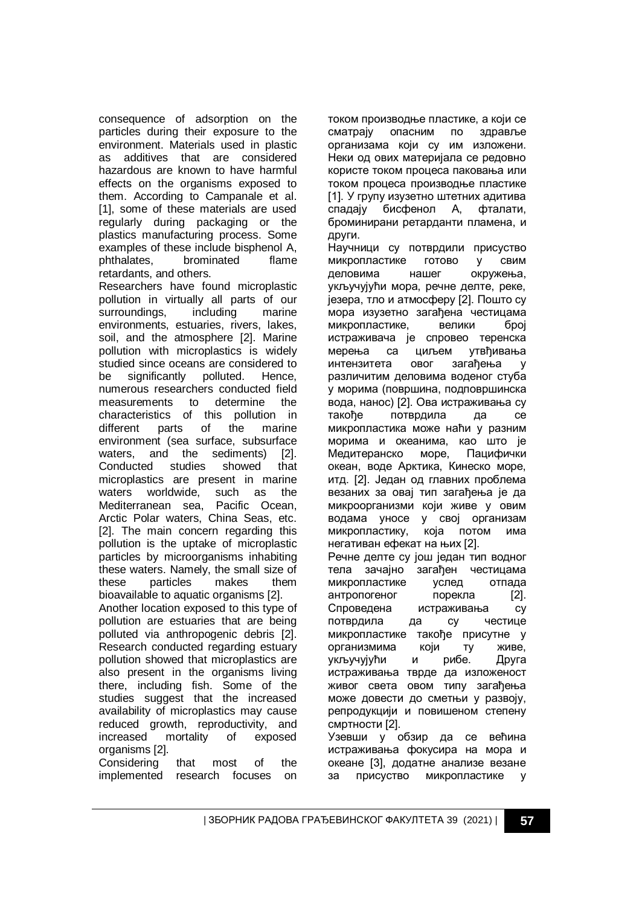consequence of adsorption on the particles during their exposure to the environment. Materials used in plastic as additives that are considered hazardous are known to have harmful effects on the organisms exposed to them. According to Campanale et al. [1], some of these materials are used regularly during packaging or the plastics manufacturing process. Some examples of these include bisphenol A, phthalates, brominated flame retardants, and others.

Researchers have found microplastic pollution in virtually all parts of our surroundings, including marine environments, estuaries, rivers, lakes, soil, and the atmosphere [2]. Marine pollution with microplastics is widely studied since oceans are considered to be significantly polluted. Hence, numerous researchers conducted field measurements to determine the characteristics of this pollution in different parts of the marine environment (sea surface, subsurface waters, and the sediments) [2]. Conducted studies showed that microplastics are present in marine waters worldwide, such as the Mediterranean sea, Pacific Ocean, Arctic Polar waters, China Seas, etc. [2]. The main concern regarding this pollution is the uptake of microplastic particles by microorganisms inhabiting these waters. Namely, the small size of these particles makes them bioavailable to aquatic organisms [2].

Another location exposed to this type of pollution are estuaries that are being polluted via anthropogenic debris [2]. Research conducted regarding estuary pollution showed that microplastics are also present in the organisms living there, including fish. Some of the studies suggest that the increased availability of microplastics may cause reduced growth, reproductivity, and increased mortality of exposed organisms [2].

Considering that most of the implemented research focuses on

током производње пластике, а који се сматрају опасним по здравље организама који су им изложени. Неки од ових материјала се редовно користе током процеса паковања или током процеса производње пластике [1]. У групу изузетно штетних адитива спадају бисфенол А, фталати, бромирани ретарданти пламена, и други.

Научници су потврдили присуство микропластике готово у свим деловима нашег окружења, укључујући мора, речне делте, реке, језера, тло и атмосферу [2]. Пошто су мора изузетно загађена честицама микропластике, велики број истраживача је спровео теренска мерења са циљем утврђивања интензитета овог загађења у различитим деловима воденог стуба у морима (површина, подповршинска вода, нанос) [2]. Ова истраживања су такође потврдила да се микропластика може наћи у разним морима и океанима, као што је Медитеранско море, Пацифички океан, воде Арктика, Кинеско море, итд. [2]. Један од главних проблема везаних за овај тип загађења је да микроорганизми који живе у овим водама уносе у свој организам микропластику, која потом има негативан ефекат на њих [2].

Речне делте су још један тип водног тела значајно загађен честицама микропластике услед отпада антропогеног порекла [2]. Спроведена истраживања су потврдила да су честице микропластике такође присутне у организмима који ту живе, укључујући и рибе. Друга истраживања тврде да изложеност живог света овом типу загађења може довести до сметњи у развоју, репродукцији и повишеном степену смртности [2].

Узевши у обзир да се већина истраживања фокусира на мора и океане [3], додатне анализе везане за присуство микропластике у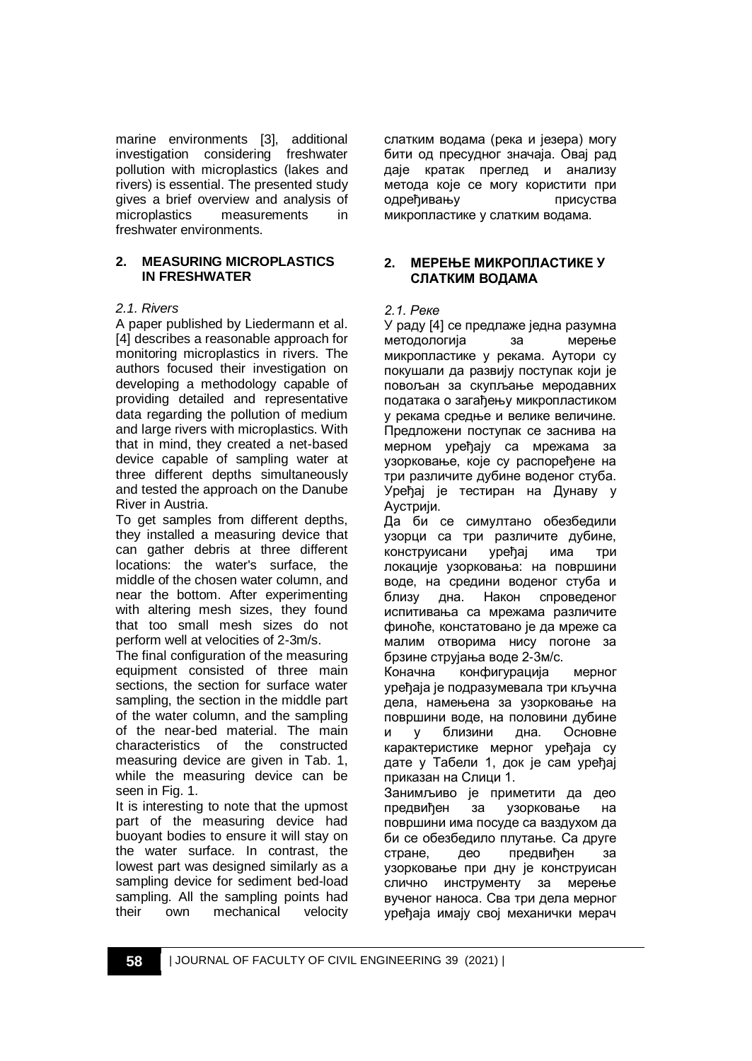marine environments [3], additional investigation considering freshwater pollution with microplastics (lakes and rivers) is essential. The presented study gives a brief overview and analysis of microplastics measurements in freshwater environments.

## 2. MEASURING MICROPLASTICS IN FRESHWATER

### *2.1. Rivers*

A paper published by Liedermann et al. [4] describes a reasonable approach for monitoring microplastics in rivers. The authors focused their investigation on developing a methodology capable of providing detailed and representative data regarding the pollution of medium and large rivers with microplastics. With that in mind, they created a net-based device capable of sampling water at three different depths simultaneously and tested the approach on the Danube River in Austria.

To get samples from different depths, they installed a measuring device that can gather debris at three different locations: the water's surface, the middle of the chosen water column, and near the bottom. After experimenting with altering mesh sizes, they found that too small mesh sizes do not perform well at velocities of 2-3m/s.

The final configuration of the measuring equipment consisted of three main sections, the section for surface water sampling, the section in the middle part of the water column, and the sampling of the near-bed material. The main characteristics of the constructed measuring device are given in Tab. 1, while the measuring device can be seen in Fig. 1.

It is interesting to note that the upmost part of the measuring device had buoyant bodies to ensure it will stay on the water surface. In contrast, the lowest part was designed similarly as a sampling device for sediment bed-load sampling. All the sampling points had their own mechanical velocity

слатким водама (река и језера) могу бити од пресудног значаја. Овај рад даје кратак преглед и анализу метода које се могу користити при одређивању присуства микропластике у слатким водама.

## 2. МЕРЕЊЕ МИКРОПЛАСТИКЕ У СЛАТКИМ ВОДАМА

### *2.1. Реке*

У раду [4] се предлаже једна разумна методологија за мерење микропластике у рекама. Аутори су покушали да развију поступак који је повољан за скупљање меродавних података о загађењу микропластиком у рекама средње и велике величине. Предложени поступак се заснива на мерном уређају са мрежама за узорковање, које су распоређене на три различите дубине воденог стуба. Уређај је тестиран на Дунаву у Аустрији.

Да би се симултано обезбедили узорци са три различите дубине, конструисани уређај има три локације узорковања: на површини воде, на средини воденог стуба и близу дна. Након спроведеног испитивања са мрежама различите финоће, констатовано је да мреже са малим отворима нису погоне за брзине струјања воде 2-3м/с.

Коначна конфигурација мерног уређаја је подразумевала три кључна дела, намењена за узорковање на површини воде, на половини дубине и у близини дна. Основне карактеристике мерног уређаја су дате у Табели 1, док је сам уређај приказан на Слици 1.

Занимљиво је приметити да део предвиђен за узорковање на површини има посуде са ваздухом да би се обезбедило плутање. Са друге стране, део предвиђен за узорковање при дну је конструисан слично инструменту за мерење вученог наноса. Сва три дела мерног уређаја имају свој механички мерач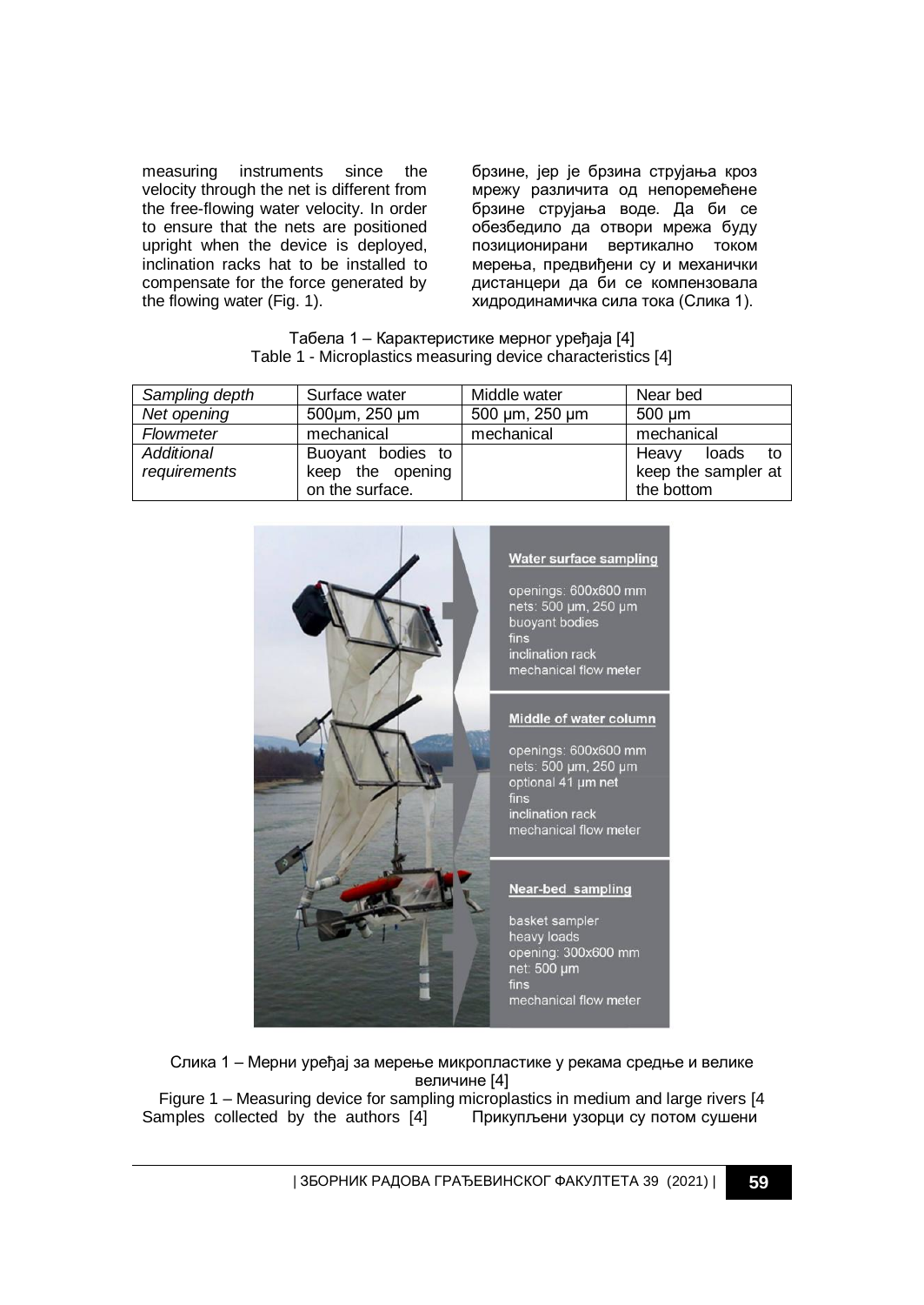measuring instruments since the velocity through the net is different from the free-flowing water velocity. In order to ensure that the nets are positioned upright when the device is deployed, inclination racks hat to be installed to compensate for the force generated by the flowing water (Fig. 1).

брзине, јер је брзина струјања кроз мрежу различита од непоремећене брзине струјања воде. Да би се обезбедило да отвори мрежа буду позиционирани вертикално током мерења, предвиђени су и механички дистанцери да би се компензовала хидродинамичка сила тока (Слика 1).

Табела 1 – Карактеристике мерног уређаја [4]
Table 1 - Microplastics measuring device characteristics [4]

| | | | |
|---|---|---|---|
| *Sampling depth* | Surface water | Middle water | Near bed |
| *Net opening* | 500μm, 250 μm | 500 μm, 250 μm | 500 μm |
| *Flowmeter* | mechanical | mechanical | mechanical |
| *Additional requirements* | Buoyant bodies to keep the opening on the surface. | | Heavy loads to keep the sampler at the bottom |

Water surface sampling

openings: 600x600 mm
nets: 500 μm, 250 μm
buoyant bodies
fins
inclination rack
mechanical flow meter

Middle of water column

openings: 600x600 mm
nets: 500 μm, 250 μm
optional 41 μm net
fins
inclination rack
mechanical flow meter

Near-bed sampling

basket sampler
heavy loads
opening: 300x600 mm
net: 500 μm
fins
mechanical flow meter

Слика 1 – Мерни уређај за мерење микропластике у рекама средње и велике величине [4]

Figure 1 – Measuring device for sampling microplastics in medium and large rivers [4

Samples collected by the authors [4]

Прикупљени узорци су потом сушени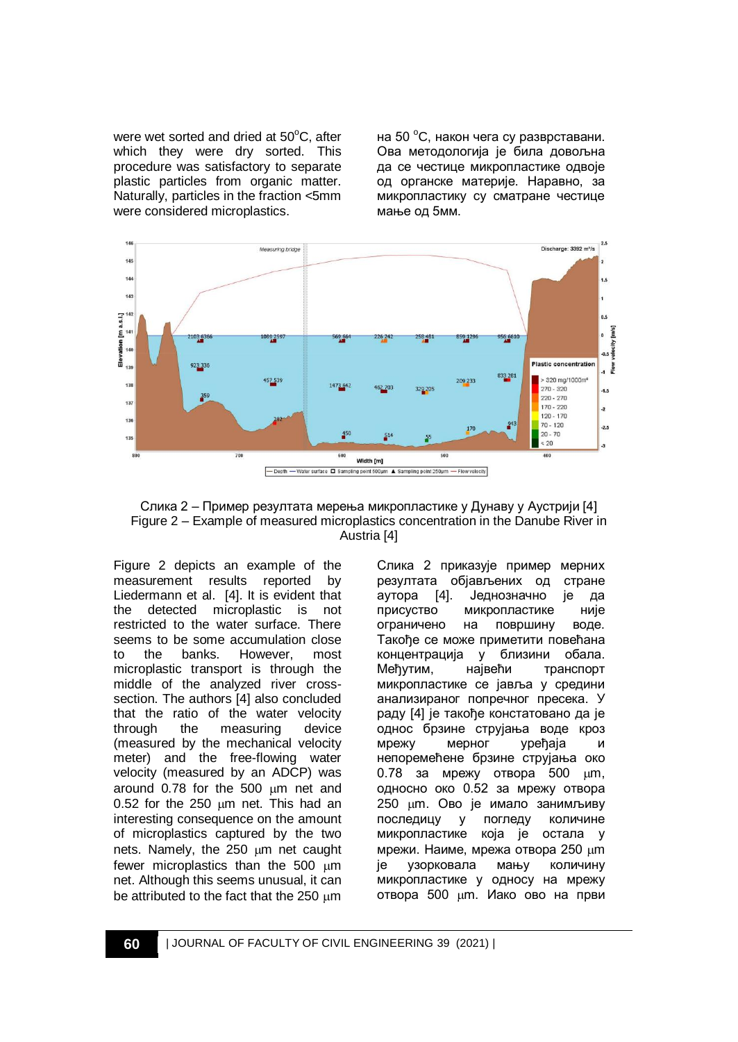were wet sorted and dried at 50°C, after which they were dry sorted. This procedure was satisfactory to separate plastic particles from organic matter. Naturally, particles in the fraction <5mm were considered microplastics.

на 50 °C, након чега су разврставани. Ова методологија је била довољна да се честице микропластике одвоје од органске материје. Наравно, за микропластику су сматране честице мање од 5мм.

Measuring bridge

Discharge: 3392 m³/s

Elevation [m a.s.l.]

Flow velocity [m/s]

Width [m]

2103.6366, 1089.2997, 569.664, 226.242, 258.481, 859.1296, 956.6610, 923.336, 457.539, 1473.642, 462.703, 329.205, 209.233, 833.281, 350, 292, 450, 514, 55, 170, 943

Plastic concentration

> 320 mg/1000m³
270 - 320
220 - 270
170 - 220
120 - 170
70 - 120
20 - 70
≤ 20

Depth — Water surface — Sampling point 500µm — Sampling point 250µm — Flow velocity

Слика 2 – Пример резултата мерења микропластике у Дунаву у Аустрији [4]
Figure 2 – Example of measured microplastics concentration in the Danube River in Austria [4]

Figure 2 depicts an example of the measurement results reported by Liedermann et al. [4]. It is evident that the detected microplastic is not restricted to the water surface. There seems to be some accumulation close to the banks. However, most microplastic transport is through the middle of the analyzed river cross-section. The authors [4] also concluded that the ratio of the water velocity through the measuring device (measured by the mechanical velocity meter) and the free-flowing water velocity (measured by an ADCP) was around 0.78 for the 500 µm net and 0.52 for the 250 µm net. This had an interesting consequence on the amount of microplastics captured by the two nets. Namely, the 250 µm net caught fewer microplastics than the 500 µm net. Although this seems unusual, it can be attributed to the fact that the 250 µm

Слика 2 приказује пример мерних резултата објављених од стране аутора [4]. Једнозначно је да присуство микропластике није ограничено на површину воде. Такође се може приметити повећана концентрација у близини обала. Међутим, највећи транспорт микропластике се јавља у средини анализираног попречног пресека. У раду [4] је такође констатовано да је однос брзине струјања воде кроз мрежу мерног уређаја и непоремећене брзине струјања око 0.78 за мрежу отвора 500 µm, односно око 0.52 за мрежу отвора 250 µm. Ово је имало занимљиву последицу у погледу количине микропластике која је остала у мрежи. Наиме, мрежа отвора 250 µm је узорковала мању количину микропластике у односу на мрежу отвора 500 µm. Иако ово на први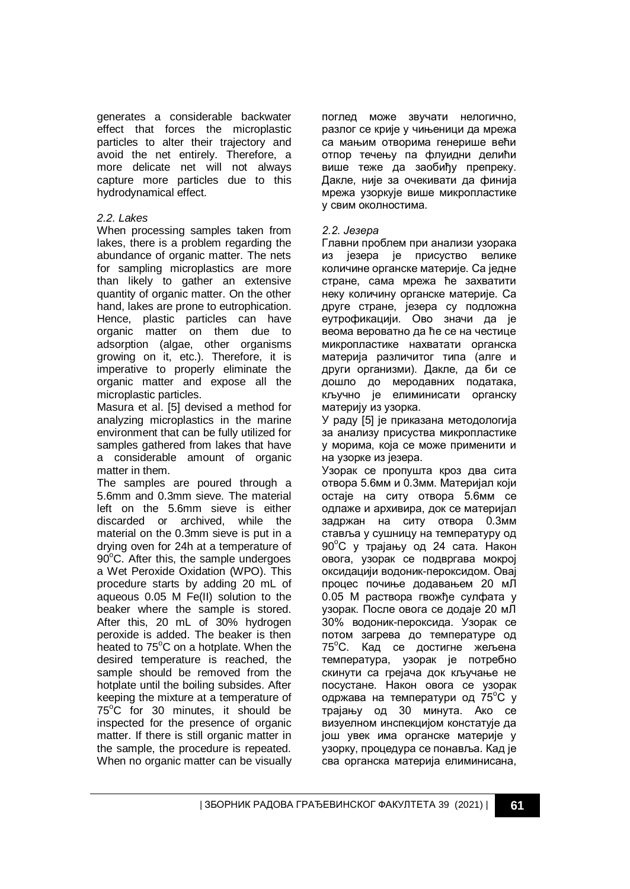generates a considerable backwater effect that forces the microplastic particles to alter their trajectory and avoid the net entirely. Therefore, a more delicate net will not always capture more particles due to this hydrodynamical effect.

### *2.2. Lakes*

When processing samples taken from lakes, there is a problem regarding the abundance of organic matter. The nets for sampling microplastics are more than likely to gather an extensive quantity of organic matter. On the other hand, lakes are prone to eutrophication. Hence, plastic particles can have organic matter on them due to adsorption (algae, other organisms growing on it, etc.). Therefore, it is imperative to properly eliminate the organic matter and expose all the microplastic particles.

Masura et al. [5] devised a method for analyzing microplastics in the marine environment that can be fully utilized for samples gathered from lakes that have a considerable amount of organic matter in them.

The samples are poured through a 5.6mm and 0.3mm sieve. The material left on the 5.6mm sieve is either discarded or archived, while the material on the 0.3mm sieve is put in a drying oven for 24h at a temperature of 90$^{o}$C. After this, the sample undergoes a Wet Peroxide Oxidation (WPO). This procedure starts by adding 20 mL of aqueous 0.05 M Fe(II) solution to the beaker where the sample is stored. After this, 20 mL of 30% hydrogen peroxide is added. The beaker is then heated to 75$^{o}$C on a hotplate. When the desired temperature is reached, the sample should be removed from the hotplate until the boiling subsides. After keeping the mixture at a temperature of 75$^{o}$C for 30 minutes, it should be inspected for the presence of organic matter. If there is still organic matter in the sample, the procedure is repeated. When no organic matter can be visually

поглед може звучати нелогично, разлог се крије у чињеници да мрежа са мањим отворима генерише већи отпор течењу па флуидни делићи више теже да заобиђу препреку. Дакле, није за очекивати да финија мрежа узоркује више микропластике у свим околностима.

### *2.2. Језера*

Главни проблем при анализи узорака из језера је присуство велике количине органске материје. Са једне стране, сама мрежа ће захватити неку количину органске материје. Са друге стране, језера су подложна еутрофикацији. Ово значи да је веома вероватно да ће се на честице микропластике нахватати органска материја различитог типа (алге и други организми). Дакле, да би се дошло до меродавних података, кључно је елиминисати органску материју из узорка.

У раду [5] је приказана методологија за анализу присуства микропластике у морима, која се може применити и на узорке из језера.

Узорак се пропушта кроз два сита отвора 5.6мм и 0.3мм. Материјал који остаје на ситу отвора 5.6мм се одлаже и архивира, док се материјал задржан на ситу отвора 0.3мм ставља у сушницу на температуру од 90$^{o}$C у трајању од 24 сата. Након овога, узорак се подвргава мокрој оксидацији водоник-пероксидом. Овај процес почиње додавањем 20 мЛ 0.05 М раствора гвожђе сулфата у узорак. После овога се додаје 20 мЛ 30% водоник-пероксида. Узорак се потом загрева до температуре од 75$^{o}$C. Кад се достигне жељена температура, узорак је потребно скинути са грејача док кључање не посустане. Након овога се узорак одржава на температури од 75$^{o}$C у трајању од 30 минута. Ако се визуелном инспекцијом констатује да још увек има органске материје у узорку, процедура се понавља. Кад је сва органска материја елиминисана,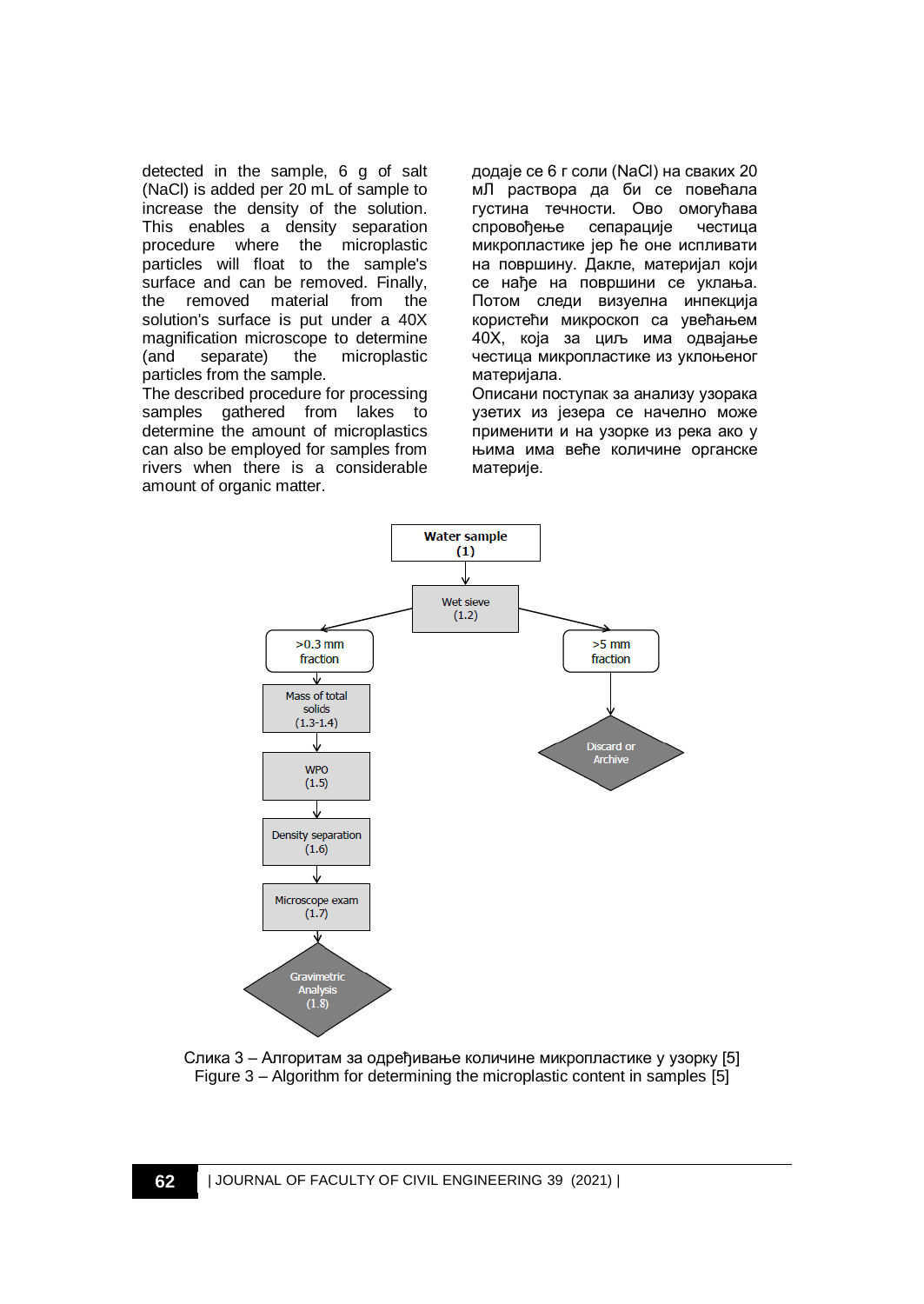detected in the sample, 6 g of salt (NaCl) is added per 20 mL of sample to increase the density of the solution. This enables a density separation procedure where the microplastic particles will float to the sample's surface and can be removed. Finally, the removed material from the solution's surface is put under a 40X magnification microscope to determine (and separate) the microplastic particles from the sample.

The described procedure for processing samples gathered from lakes to determine the amount of microplastics can also be employed for samples from rivers when there is a considerable amount of organic matter.

додаје се 6 г соли (NaCl) на сваких 20 мЛ раствора да би се повећала густина течности. Ово омогућава спровођење сепарације честица микропластике јер ће оне испливати на површину. Дакле, материјал који се нађе на површини се уклања. Потом следи визуелна инпекција користећи микроскоп са увећањем 40X, која за циљ има одвајање честица микропластике из уклољеног материјала.

Описани поступак за анализу узорака узетих из језера се начелно може применити и на узорке из река ако у њима има веће количине органске материје.

Water sample (1)
Wet sieve (1.2)
>0.3 mm fraction
>5 mm fraction
Mass of total solids (1.3-1.4)
WPO (1.5)
Density separation (1.6)
Microscope exam (1.7)
Gravimetric Analysis (1.8)
Discard or Archive

Слика 3 – Алгоритам за одређивање количине микропластике у узорку [5]
Figure 3 – Algorithm for determining the microplastic content in samples [5]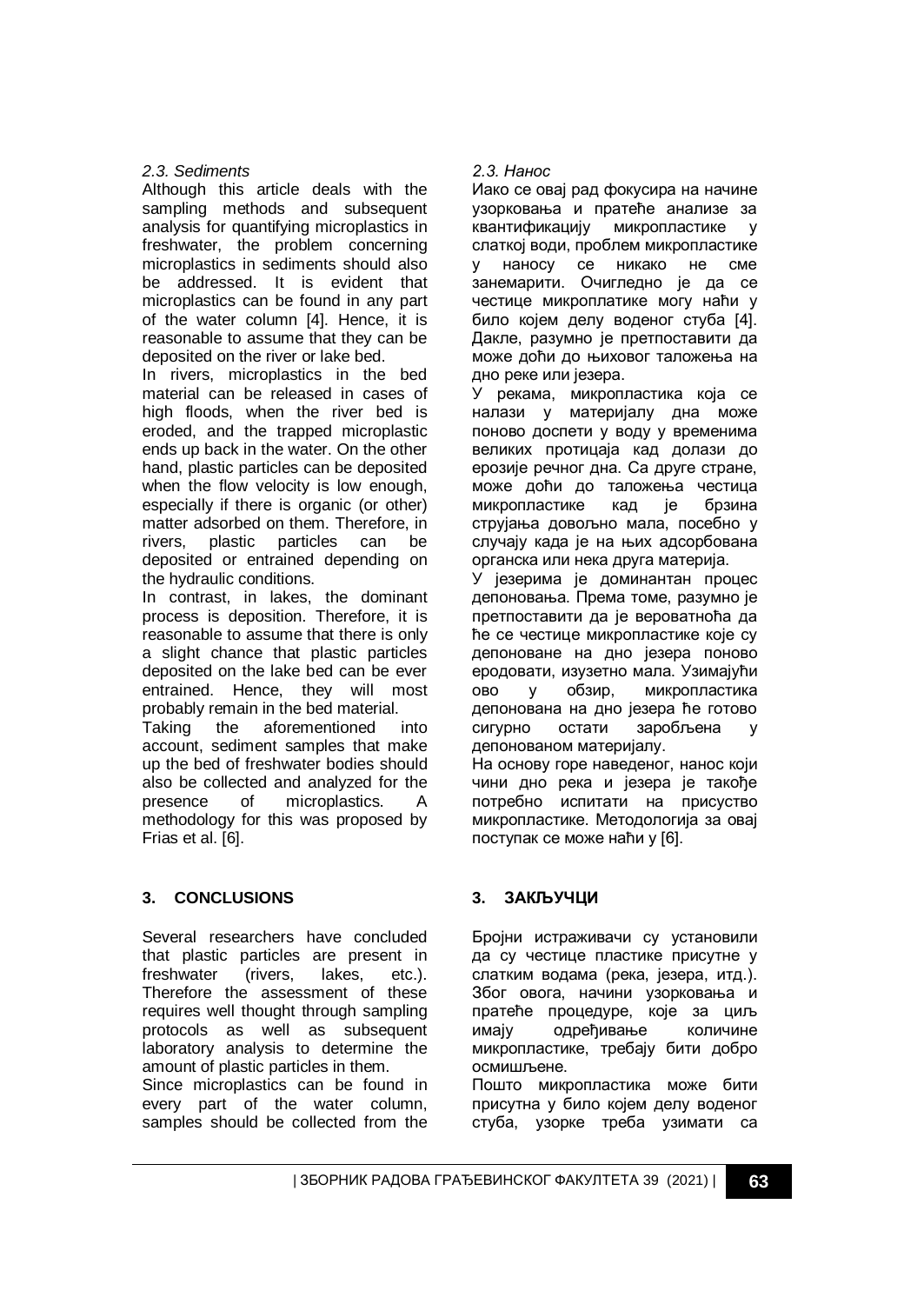### 2.3. Sediments

Although this article deals with the sampling methods and subsequent analysis for quantifying microplastics in freshwater, the problem concerning microplastics in sediments should also be addressed. It is evident that microplastics can be found in any part of the water column [4]. Hence, it is reasonable to assume that they can be deposited on the river or lake bed.

In rivers, microplastics in the bed material can be released in cases of high floods, when the river bed is eroded, and the trapped microplastic ends up back in the water. On the other hand, plastic particles can be deposited when the flow velocity is low enough, especially if there is organic (or other) matter adsorbed on them. Therefore, in rivers, plastic particles can be deposited or entrained depending on the hydraulic conditions.

In contrast, in lakes, the dominant process is deposition. Therefore, it is reasonable to assume that there is only a slight chance that plastic particles deposited on the lake bed can be ever entrained. Hence, they will most probably remain in the bed material.

Taking the aforementioned into account, sediment samples that make up the bed of freshwater bodies should also be collected and analyzed for the presence of microplastics. A methodology for this was proposed by Frias et al. [6].

### 2.3. Нанос

Иако се овај рад фокусира на начине узорковања и пратеће анализе за квантификацију микропластике у слаткој води, проблем микропластике у наносу се никако не сме занемарити. Очигледно је да се честице микроплатике могу наћи у било којем делу воденог стуба [4]. Дакле, разумно је претпоставити да може доћи до њиховог таложења на дно реке или језера.

У рекама, микропластика која се налази у материјалу дна може поново доспети у воду у временима великих протицаја кад долази до ерозије речног дна. Са друге стране, може доћи до таложења честица микропластике кад је брзина струјања довољно мала, посебно у случају када је на њих адсорбована органска или нека друга материја.

У језерима је доминантан процес депоновања. Према томе, разумно је претпоставити да је вероватноћа да ће се честице микропластике које су депоноване на дно језера поново еродовати, изузетно мала. Узимајући ово у обзир, микропластика депонована на дно језера ће готово сигурно остати заробљена у депонованом материјалу.

На основу горе наведеног, нанос који чини дно река и језера је такође потребно испитати на присуство микропластике. Методологија за овај поступак се може наћи у [6].

## 3. CONCLUSIONS

Several researchers have concluded that plastic particles are present in freshwater (rivers, lakes, etc.). Therefore the assessment of these requires well thought through sampling protocols as well as subsequent laboratory analysis to determine the amount of plastic particles in them.

Since microplastics can be found in every part of the water column, samples should be collected from the

## 3. ЗАКЉУЧЦИ

Бројни истраживачи су установили да су честице пластике присутне у слатким водама (река, језера, итд.). Због овога, начини узорковања и пратеће процедуре, које за циљ имају одређивање количине микропластике, требају бити добро осмишљене.

Пошто микропластика може бити присутна у било којем делу воденог стуба, узорке треба узимати са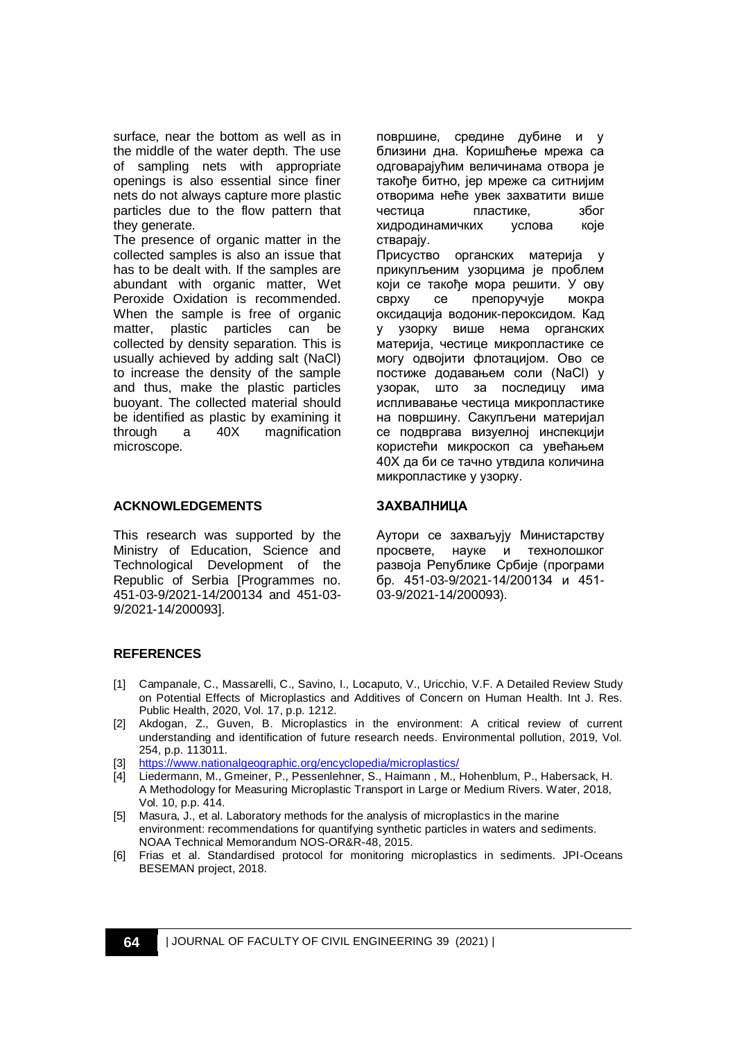surface, near the bottom as well as in the middle of the water depth. The use of sampling nets with appropriate openings is also essential since finer nets do not always capture more plastic particles due to the flow pattern that they generate.

The presence of organic matter in the collected samples is also an issue that has to be dealt with. If the samples are abundant with organic matter, Wet Peroxide Oxidation is recommended. When the sample is free of organic matter, plastic particles can be collected by density separation. This is usually achieved by adding salt (NaCl) to increase the density of the sample and thus, make the plastic particles buoyant. The collected material should be identified as plastic by examining it through a 40X magnification microscope.

површине, средине дубине и у близини дна. Коришћење мрежа са одговарајућим величинама отвора је такође битно, јер мреже са ситнијим отворима неће увек захватити више честица пластике, због хидродинамичких услова које стварају.

Присуство органских материја у прикупљеним узорцима је проблем који се такође мора решити. У ову сврху се препоручује мокра оксидација водоник-пероксидом. Кад у узорку више нема органских материја, честице микропластике се могу одвојити флотацијом. Ово се постиже додавањем соли (NaCl) у узорак, што за последицу има испливавање честица микропластике на површину. Сакупљени материјал се подвргава визуелној инспекцији користећи микроскоп са увећањем 40X да би се тачно утврдила количина микропластике у узорку.

## ACKNOWLEDGEMENTS

This research was supported by the Ministry of Education, Science and Technological Development of the Republic of Serbia [Programmes no. 451-03-9/2021-14/200134 and 451-03-9/2021-14/200093].

## ЗАХВАЛНИЦА

Аутори се захваљују Министарству просвете, науке и технолошког развоја Републике Србије (програми бр. 451-03-9/2021-14/200134 и 451-03-9/2021-14/200093).

## REFERENCES

[1] Campanale, C., Massarelli, C., Savino, I., Locaputo, V., Uricchio, V.F. A Detailed Review Study on Potential Effects of Microplastics and Additives of Concern on Human Health. Int J. Res. Public Health, 2020, Vol. 17, p.p. 1212.

[2] Akdogan, Z., Guven, B. Microplastics in the environment: A critical review of current understanding and identification of future research needs. Environmental pollution, 2019, Vol. 254, p.p. 113011.

[3] https://www.nationalgeographic.org/encyclopedia/microplastics/

[4] Liedermann, M., Gmeiner, P., Pessenlehner, S., Haimann , M., Hohenblum, P., Habersack, H. A Methodology for Measuring Microplastic Transport in Large or Medium Rivers. Water, 2018, Vol. 10, p.p. 414.

[5] Masura, J., et al. Laboratory methods for the analysis of microplastics in the marine environment: recommendations for quantifying synthetic particles in waters and sediments. NOAA Technical Memorandum NOS-OR&R-48, 2015.

[6] Frias et al. Standardised protocol for monitoring microplastics in sediments. JPI-Oceans BESEMAN project, 2018.